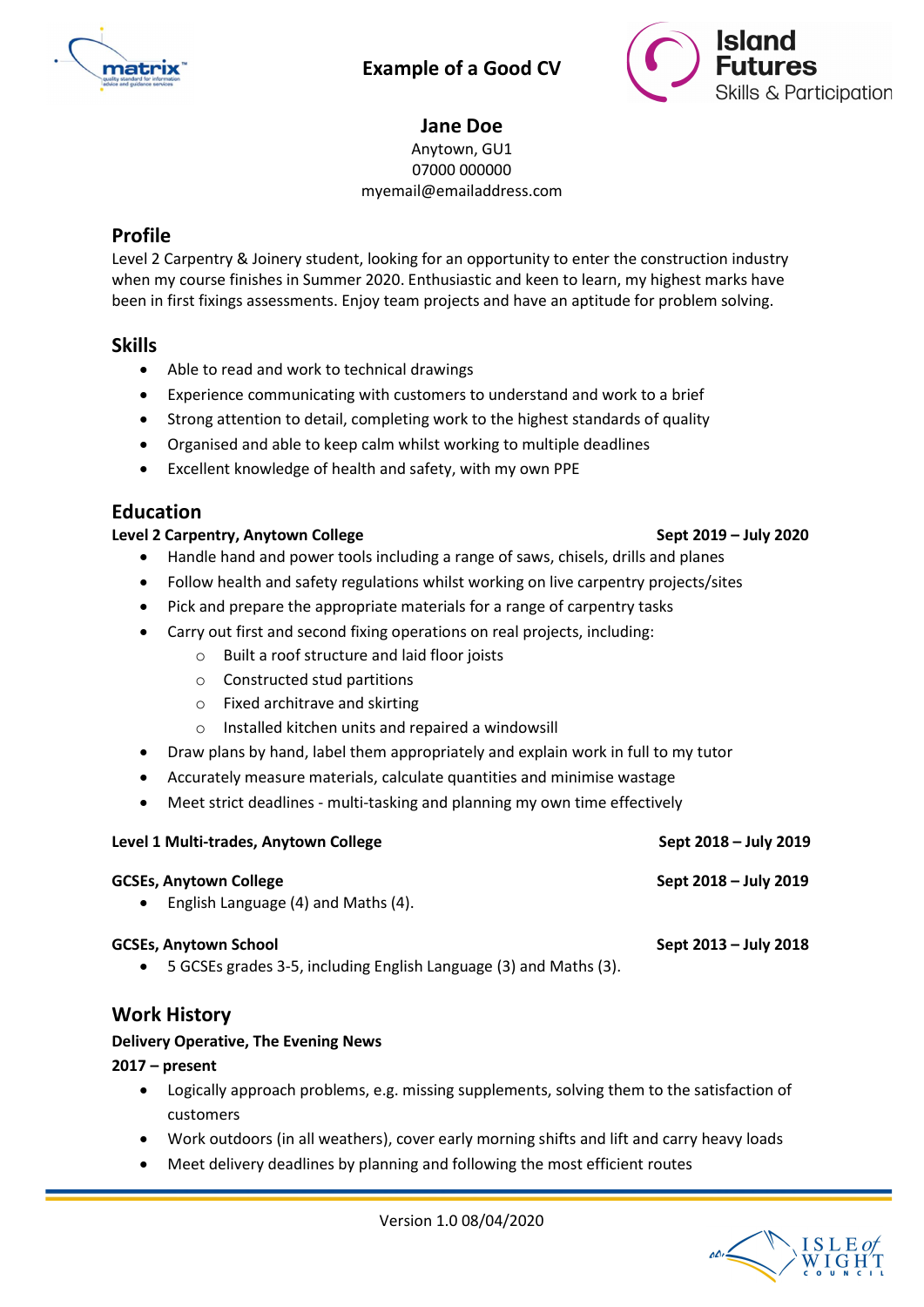# Example of a Good CV

## Jane Doe

Anytown, GU1
07000 000000
myemail@emailaddress.com

## Profile

Level 2 Carpentry & Joinery student, looking for an opportunity to enter the construction industry when my course finishes in Summer 2020. Enthusiastic and keen to learn, my highest marks have been in first fixings assessments. Enjoy team projects and have an aptitude for problem solving.

## Skills

- Able to read and work to technical drawings
- Experience communicating with customers to understand and work to a brief
- Strong attention to detail, completing work to the highest standards of quality
- Organised and able to keep calm whilst working to multiple deadlines
- Excellent knowledge of health and safety, with my own PPE

## Education

**Level 2 Carpentry, Anytown College** — **Sept 2019 – July 2020**

- Handle hand and power tools including a range of saws, chisels, drills and planes
- Follow health and safety regulations whilst working on live carpentry projects/sites
- Pick and prepare the appropriate materials for a range of carpentry tasks
- Carry out first and second fixing operations on real projects, including:
  - Built a roof structure and laid floor joists
  - Constructed stud partitions
  - Fixed architrave and skirting
  - Installed kitchen units and repaired a windowsill
- Draw plans by hand, label them appropriately and explain work in full to my tutor
- Accurately measure materials, calculate quantities and minimise wastage
- Meet strict deadlines - multi-tasking and planning my own time effectively

**Level 1 Multi-trades, Anytown College** — **Sept 2018 – July 2019**

**GCSEs, Anytown College** — **Sept 2018 – July 2019**

- English Language (4) and Maths (4).

**GCSEs, Anytown School** — **Sept 2013 – July 2018**

- 5 GCSEs grades 3-5, including English Language (3) and Maths (3).

## Work History

**Delivery Operative, The Evening News**

**2017 – present**

- Logically approach problems, e.g. missing supplements, solving them to the satisfaction of customers
- Work outdoors (in all weathers), cover early morning shifts and lift and carry heavy loads
- Meet delivery deadlines by planning and following the most efficient routes

Version 1.0 08/04/2020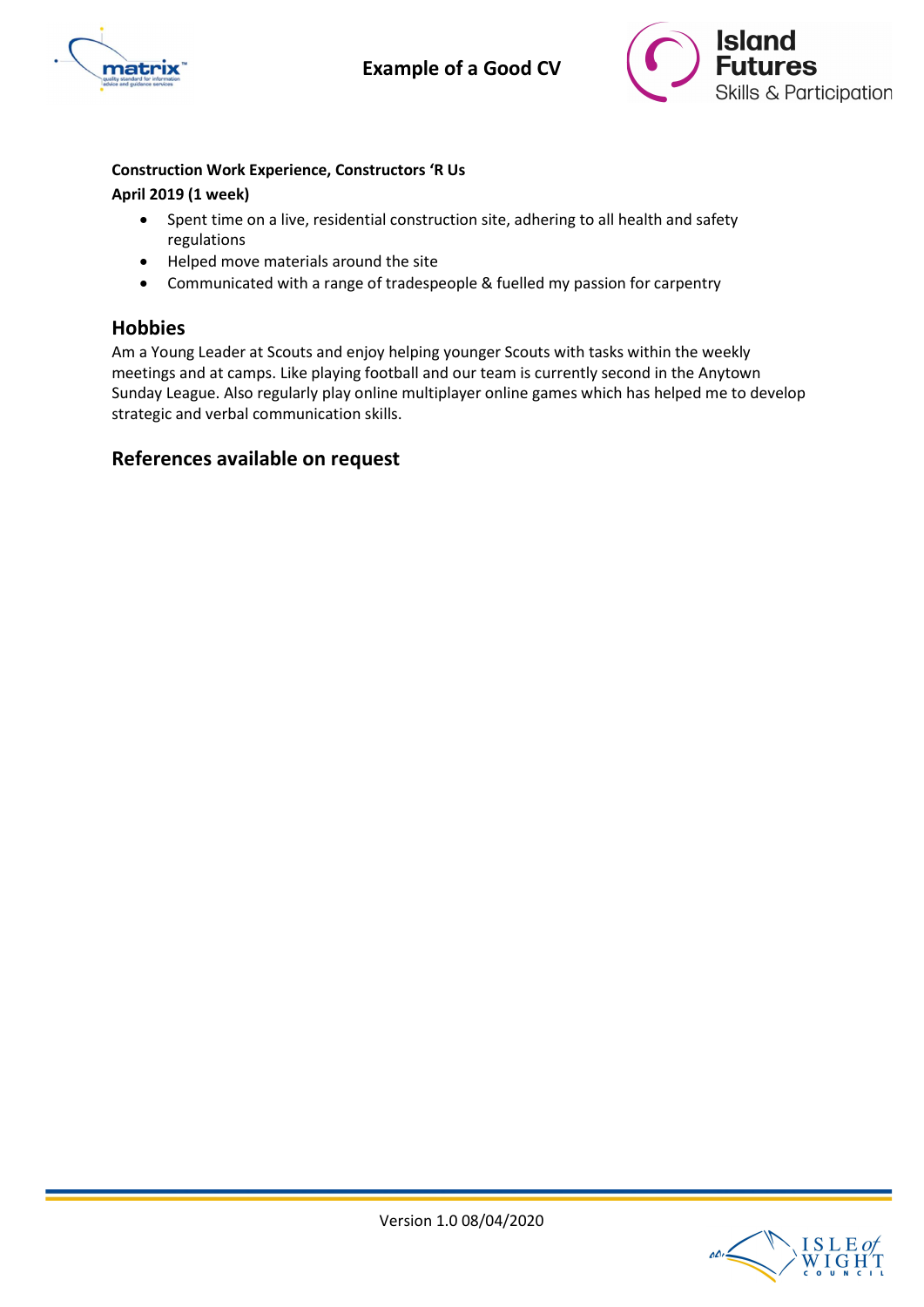**Construction Work Experience, Constructors 'R Us**

**April 2019 (1 week)**

- Spent time on a live, residential construction site, adhering to all health and safety regulations
- Helped move materials around the site
- Communicated with a range of tradespeople & fuelled my passion for carpentry

## Hobbies

Am a Young Leader at Scouts and enjoy helping younger Scouts with tasks within the weekly meetings and at camps. Like playing football and our team is currently second in the Anytown Sunday League. Also regularly play online multiplayer online games which has helped me to develop strategic and verbal communication skills.

## References available on request